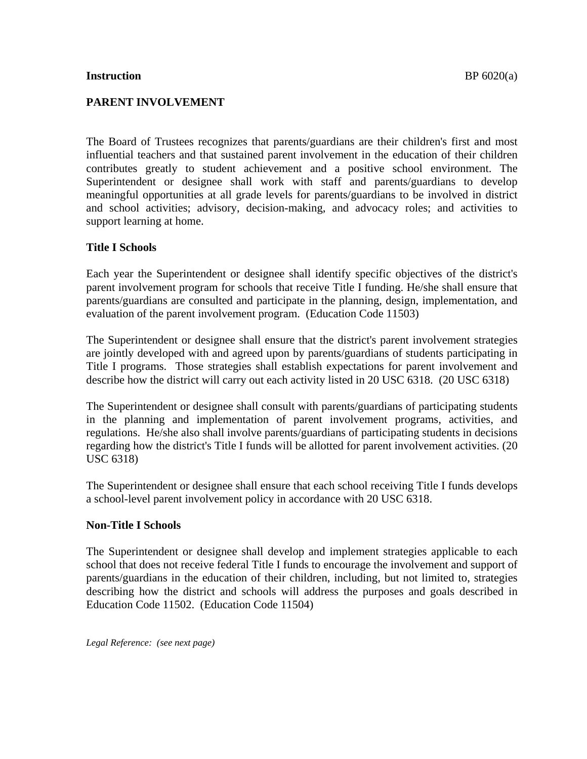**Instruction** BP 6020(a)

**PARENT INVOLVEMENT**

The Board of Trustees recognizes that parents/guardians are their children's first and most influential teachers and that sustained parent involvement in the education of their children contributes greatly to student achievement and a positive school environment. The Superintendent or designee shall work with staff and parents/guardians to develop meaningful opportunities at all grade levels for parents/guardians to be involved in district and school activities; advisory, decision-making, and advocacy roles; and activities to support learning at home.

**Title I Schools**

Each year the Superintendent or designee shall identify specific objectives of the district's parent involvement program for schools that receive Title I funding. He/she shall ensure that parents/guardians are consulted and participate in the planning, design, implementation, and evaluation of the parent involvement program. (Education Code 11503)

The Superintendent or designee shall ensure that the district's parent involvement strategies are jointly developed with and agreed upon by parents/guardians of students participating in Title I programs. Those strategies shall establish expectations for parent involvement and describe how the district will carry out each activity listed in 20 USC 6318. (20 USC 6318)

The Superintendent or designee shall consult with parents/guardians of participating students in the planning and implementation of parent involvement programs, activities, and regulations. He/she also shall involve parents/guardians of participating students in decisions regarding how the district's Title I funds will be allotted for parent involvement activities. (20 USC 6318)

The Superintendent or designee shall ensure that each school receiving Title I funds develops a school-level parent involvement policy in accordance with 20 USC 6318.

**Non-Title I Schools**

The Superintendent or designee shall develop and implement strategies applicable to each school that does not receive federal Title I funds to encourage the involvement and support of parents/guardians in the education of their children, including, but not limited to, strategies describing how the district and schools will address the purposes and goals described in Education Code 11502. (Education Code 11504)

*Legal Reference: (see next page)*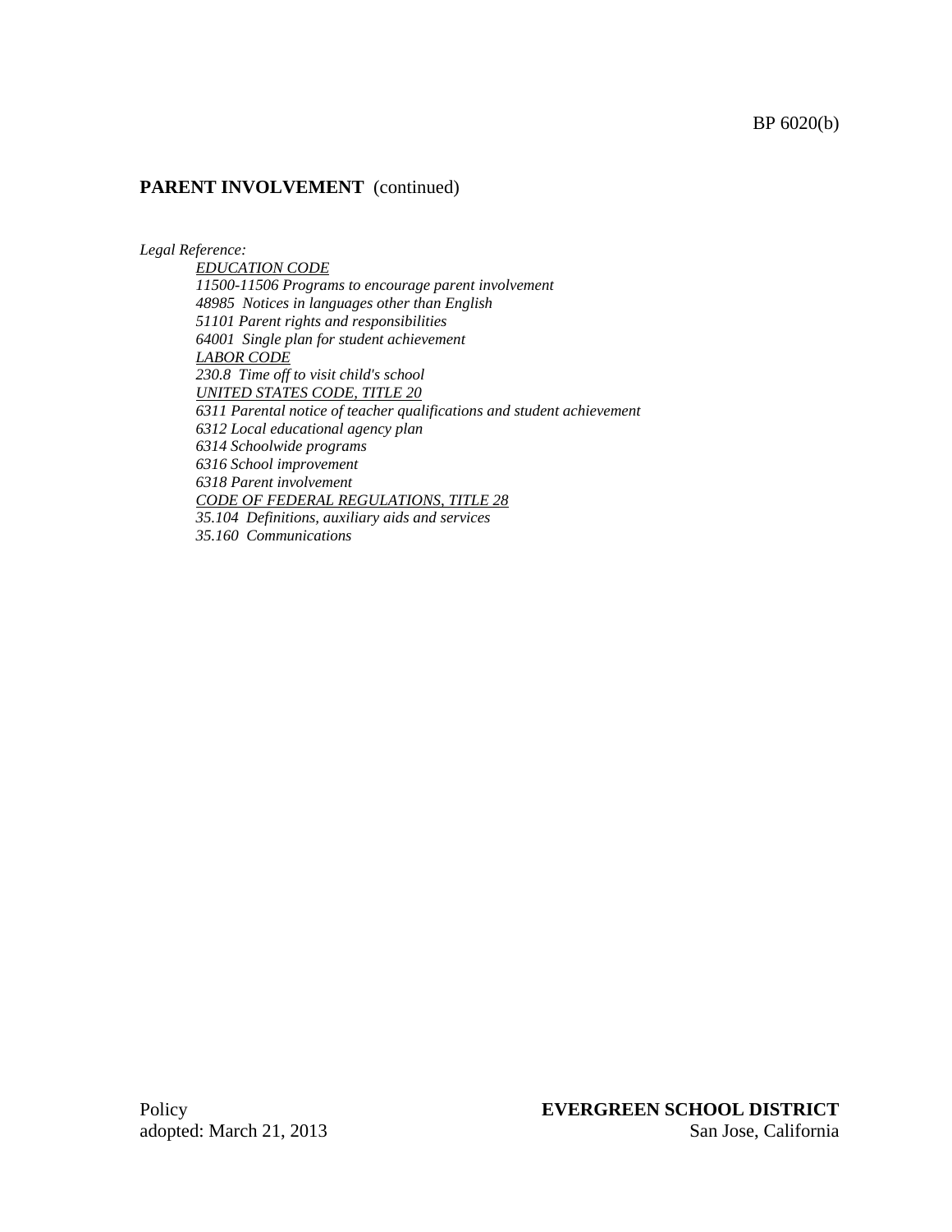**PARENT INVOLVEMENT** (continued)

*Legal Reference:*

*EDUCATION CODE*
*11500-11506 Programs to encourage parent involvement*
*48985 Notices in languages other than English*
*51101 Parent rights and responsibilities*
*64001 Single plan for student achievement*
*LABOR CODE*
*230.8 Time off to visit child's school*
*UNITED STATES CODE, TITLE 20*
*6311 Parental notice of teacher qualifications and student achievement*
*6312 Local educational agency plan*
*6314 Schoolwide programs*
*6316 School improvement*
*6318 Parent involvement*
*CODE OF FEDERAL REGULATIONS, TITLE 28*
*35.104 Definitions, auxiliary aids and services*
*35.160 Communications*

Policy
adopted: March 21, 2013

**EVERGREEN SCHOOL DISTRICT**
San Jose, California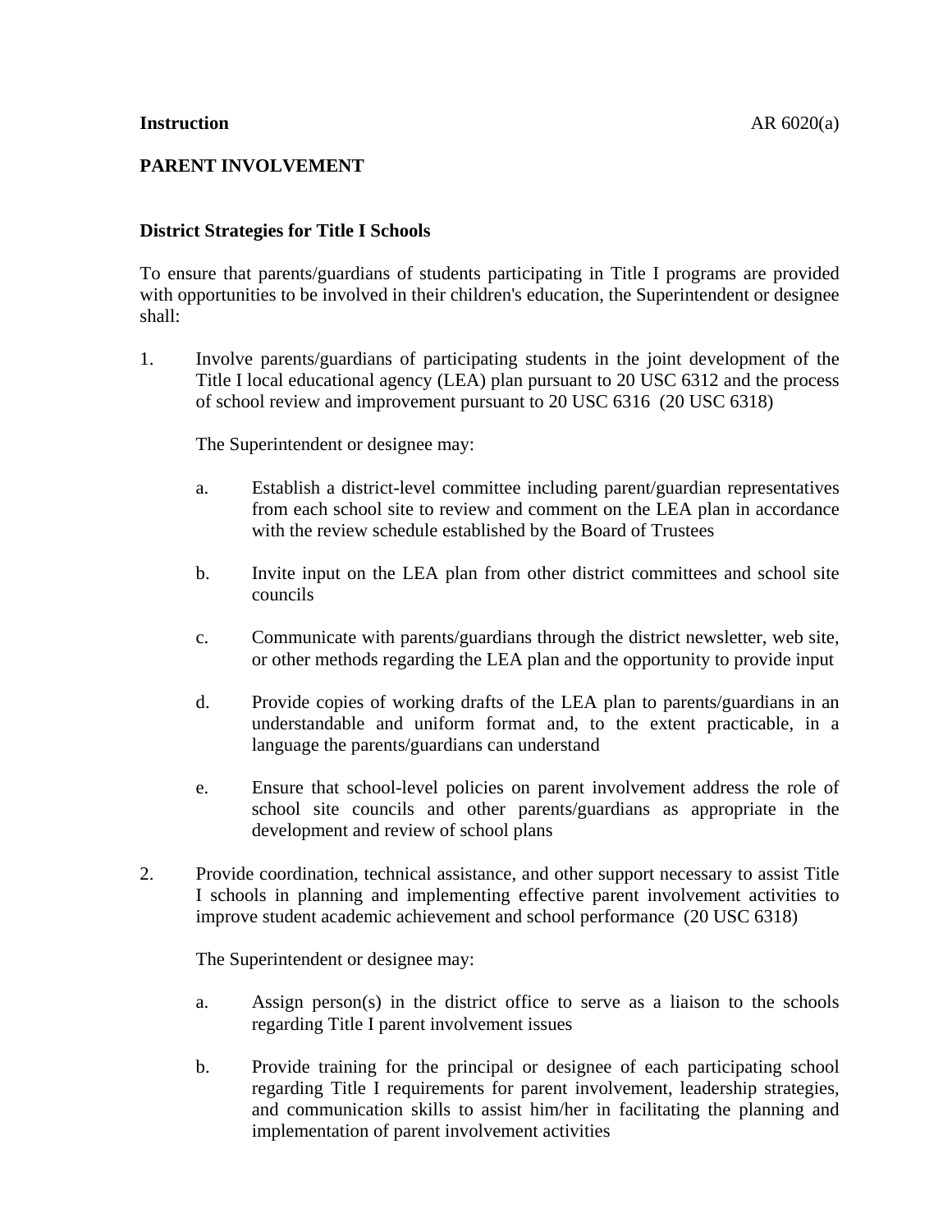**Instruction** AR 6020(a)

**PARENT INVOLVEMENT**

**District Strategies for Title I Schools**

To ensure that parents/guardians of students participating in Title I programs are provided with opportunities to be involved in their children's education, the Superintendent or designee shall:

1. Involve parents/guardians of participating students in the joint development of the Title I local educational agency (LEA) plan pursuant to 20 USC 6312 and the process of school review and improvement pursuant to 20 USC 6316 (20 USC 6318)

   The Superintendent or designee may:

   a. Establish a district-level committee including parent/guardian representatives from each school site to review and comment on the LEA plan in accordance with the review schedule established by the Board of Trustees

   b. Invite input on the LEA plan from other district committees and school site councils

   c. Communicate with parents/guardians through the district newsletter, web site, or other methods regarding the LEA plan and the opportunity to provide input

   d. Provide copies of working drafts of the LEA plan to parents/guardians in an understandable and uniform format and, to the extent practicable, in a language the parents/guardians can understand

   e. Ensure that school-level policies on parent involvement address the role of school site councils and other parents/guardians as appropriate in the development and review of school plans

2. Provide coordination, technical assistance, and other support necessary to assist Title I schools in planning and implementing effective parent involvement activities to improve student academic achievement and school performance (20 USC 6318)

   The Superintendent or designee may:

   a. Assign person(s) in the district office to serve as a liaison to the schools regarding Title I parent involvement issues

   b. Provide training for the principal or designee of each participating school regarding Title I requirements for parent involvement, leadership strategies, and communication skills to assist him/her in facilitating the planning and implementation of parent involvement activities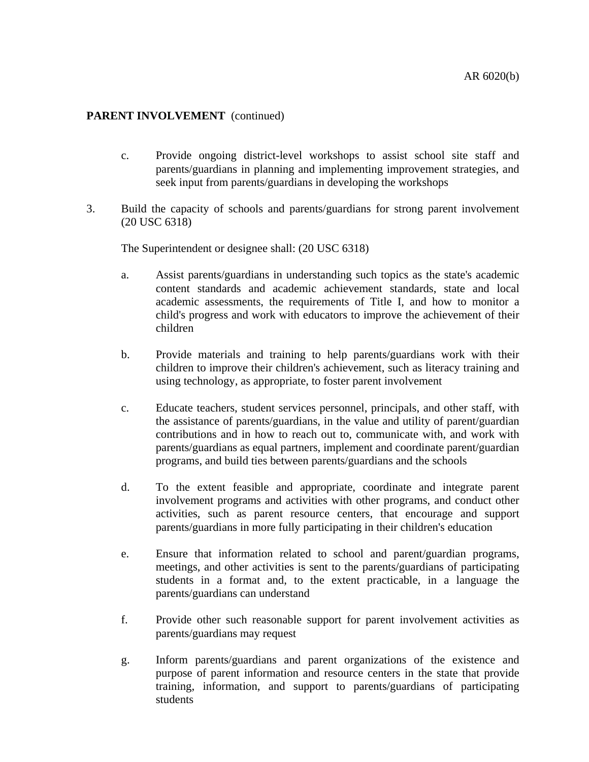**PARENT INVOLVEMENT** (continued)

c. Provide ongoing district-level workshops to assist school site staff and parents/guardians in planning and implementing improvement strategies, and seek input from parents/guardians in developing the workshops

3. Build the capacity of schools and parents/guardians for strong parent involvement (20 USC 6318)

   The Superintendent or designee shall: (20 USC 6318)

   a. Assist parents/guardians in understanding such topics as the state's academic content standards and academic achievement standards, state and local academic assessments, the requirements of Title I, and how to monitor a child's progress and work with educators to improve the achievement of their children

   b. Provide materials and training to help parents/guardians work with their children to improve their children's achievement, such as literacy training and using technology, as appropriate, to foster parent involvement

   c. Educate teachers, student services personnel, principals, and other staff, with the assistance of parents/guardians, in the value and utility of parent/guardian contributions and in how to reach out to, communicate with, and work with parents/guardians as equal partners, implement and coordinate parent/guardian programs, and build ties between parents/guardians and the schools

   d. To the extent feasible and appropriate, coordinate and integrate parent involvement programs and activities with other programs, and conduct other activities, such as parent resource centers, that encourage and support parents/guardians in more fully participating in their children's education

   e. Ensure that information related to school and parent/guardian programs, meetings, and other activities is sent to the parents/guardians of participating students in a format and, to the extent practicable, in a language the parents/guardians can understand

   f. Provide other such reasonable support for parent involvement activities as parents/guardians may request

   g. Inform parents/guardians and parent organizations of the existence and purpose of parent information and resource centers in the state that provide training, information, and support to parents/guardians of participating students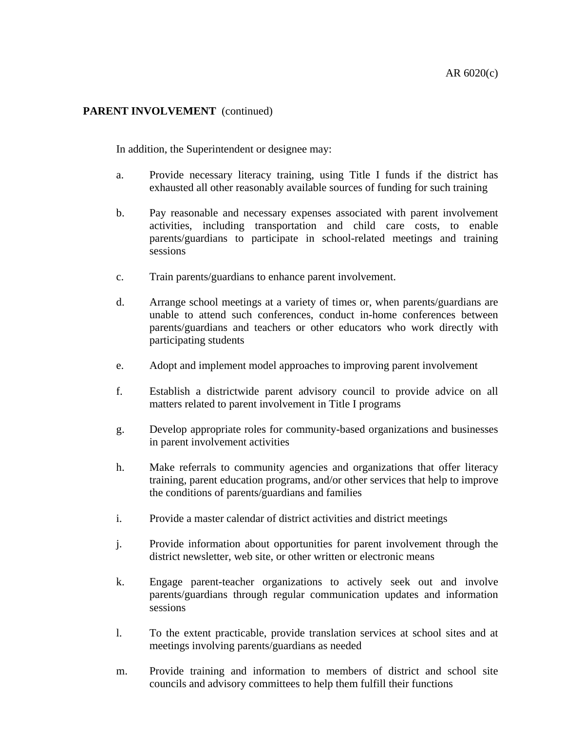**PARENT INVOLVEMENT** (continued)

In addition, the Superintendent or designee may:

a. Provide necessary literacy training, using Title I funds if the district has exhausted all other reasonably available sources of funding for such training

b. Pay reasonable and necessary expenses associated with parent involvement activities, including transportation and child care costs, to enable parents/guardians to participate in school-related meetings and training sessions

c. Train parents/guardians to enhance parent involvement.

d. Arrange school meetings at a variety of times or, when parents/guardians are unable to attend such conferences, conduct in-home conferences between parents/guardians and teachers or other educators who work directly with participating students

e. Adopt and implement model approaches to improving parent involvement

f. Establish a districtwide parent advisory council to provide advice on all matters related to parent involvement in Title I programs

g. Develop appropriate roles for community-based organizations and businesses in parent involvement activities

h. Make referrals to community agencies and organizations that offer literacy training, parent education programs, and/or other services that help to improve the conditions of parents/guardians and families

i. Provide a master calendar of district activities and district meetings

j. Provide information about opportunities for parent involvement through the district newsletter, web site, or other written or electronic means

k. Engage parent-teacher organizations to actively seek out and involve parents/guardians through regular communication updates and information sessions

l. To the extent practicable, provide translation services at school sites and at meetings involving parents/guardians as needed

m. Provide training and information to members of district and school site councils and advisory committees to help them fulfill their functions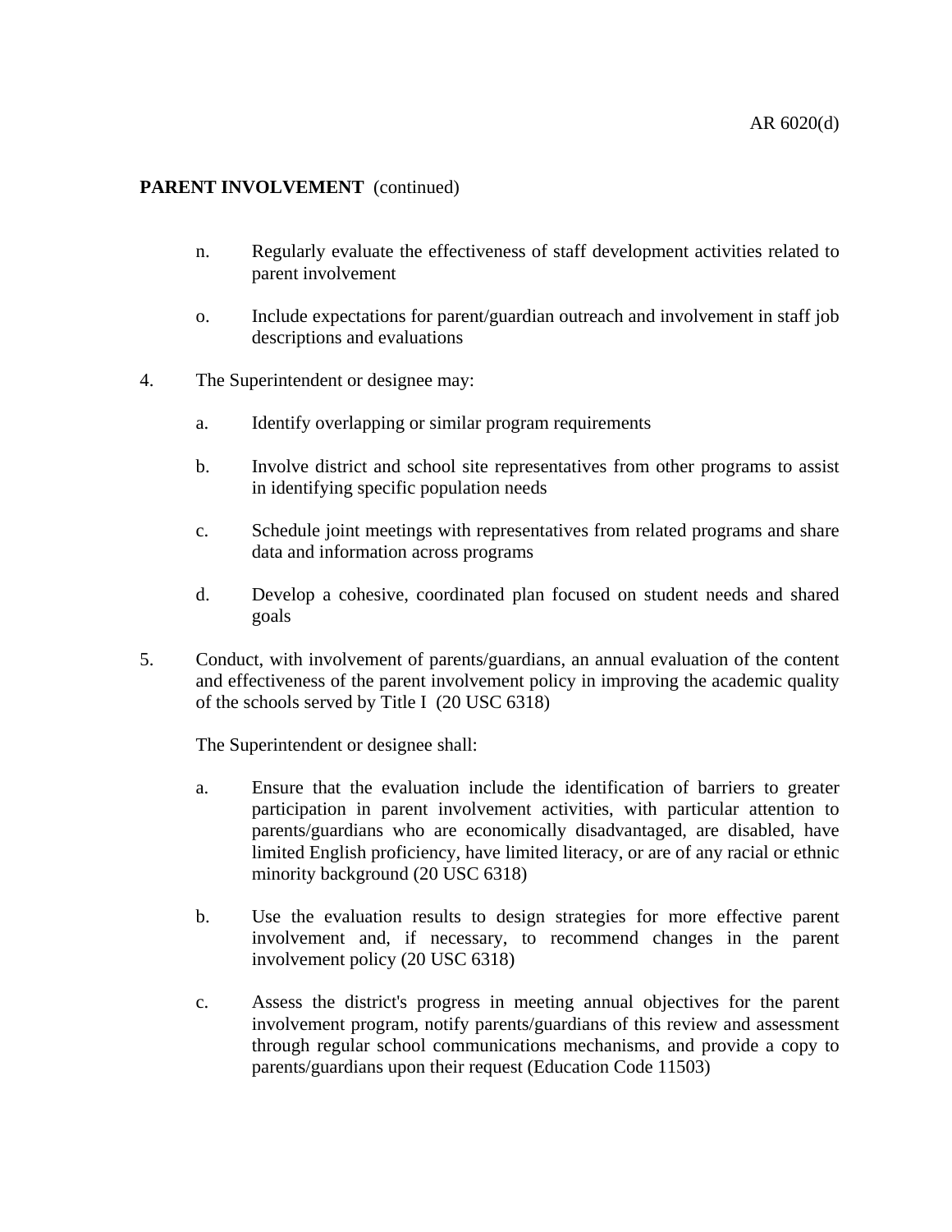**PARENT INVOLVEMENT** (continued)

n. Regularly evaluate the effectiveness of staff development activities related to parent involvement

o. Include expectations for parent/guardian outreach and involvement in staff job descriptions and evaluations

4. The Superintendent or designee may:

   a. Identify overlapping or similar program requirements

   b. Involve district and school site representatives from other programs to assist in identifying specific population needs

   c. Schedule joint meetings with representatives from related programs and share data and information across programs

   d. Develop a cohesive, coordinated plan focused on student needs and shared goals

5. Conduct, with involvement of parents/guardians, an annual evaluation of the content and effectiveness of the parent involvement policy in improving the academic quality of the schools served by Title I (20 USC 6318)

   The Superintendent or designee shall:

   a. Ensure that the evaluation include the identification of barriers to greater participation in parent involvement activities, with particular attention to parents/guardians who are economically disadvantaged, are disabled, have limited English proficiency, have limited literacy, or are of any racial or ethnic minority background (20 USC 6318)

   b. Use the evaluation results to design strategies for more effective parent involvement and, if necessary, to recommend changes in the parent involvement policy (20 USC 6318)

   c. Assess the district's progress in meeting annual objectives for the parent involvement program, notify parents/guardians of this review and assessment through regular school communications mechanisms, and provide a copy to parents/guardians upon their request (Education Code 11503)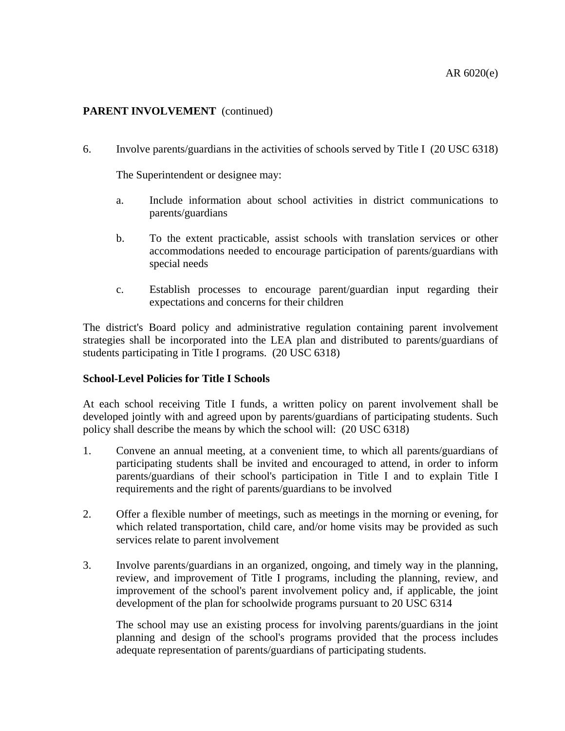**PARENT INVOLVEMENT** (continued)

6. Involve parents/guardians in the activities of schools served by Title I (20 USC 6318)

   The Superintendent or designee may:

   a. Include information about school activities in district communications to parents/guardians

   b. To the extent practicable, assist schools with translation services or other accommodations needed to encourage participation of parents/guardians with special needs

   c. Establish processes to encourage parent/guardian input regarding their expectations and concerns for their children

The district's Board policy and administrative regulation containing parent involvement strategies shall be incorporated into the LEA plan and distributed to parents/guardians of students participating in Title I programs. (20 USC 6318)

**School-Level Policies for Title I Schools**

At each school receiving Title I funds, a written policy on parent involvement shall be developed jointly with and agreed upon by parents/guardians of participating students. Such policy shall describe the means by which the school will: (20 USC 6318)

1. Convene an annual meeting, at a convenient time, to which all parents/guardians of participating students shall be invited and encouraged to attend, in order to inform parents/guardians of their school's participation in Title I and to explain Title I requirements and the right of parents/guardians to be involved

2. Offer a flexible number of meetings, such as meetings in the morning or evening, for which related transportation, child care, and/or home visits may be provided as such services relate to parent involvement

3. Involve parents/guardians in an organized, ongoing, and timely way in the planning, review, and improvement of Title I programs, including the planning, review, and improvement of the school's parent involvement policy and, if applicable, the joint development of the plan for schoolwide programs pursuant to 20 USC 6314

   The school may use an existing process for involving parents/guardians in the joint planning and design of the school's programs provided that the process includes adequate representation of parents/guardians of participating students.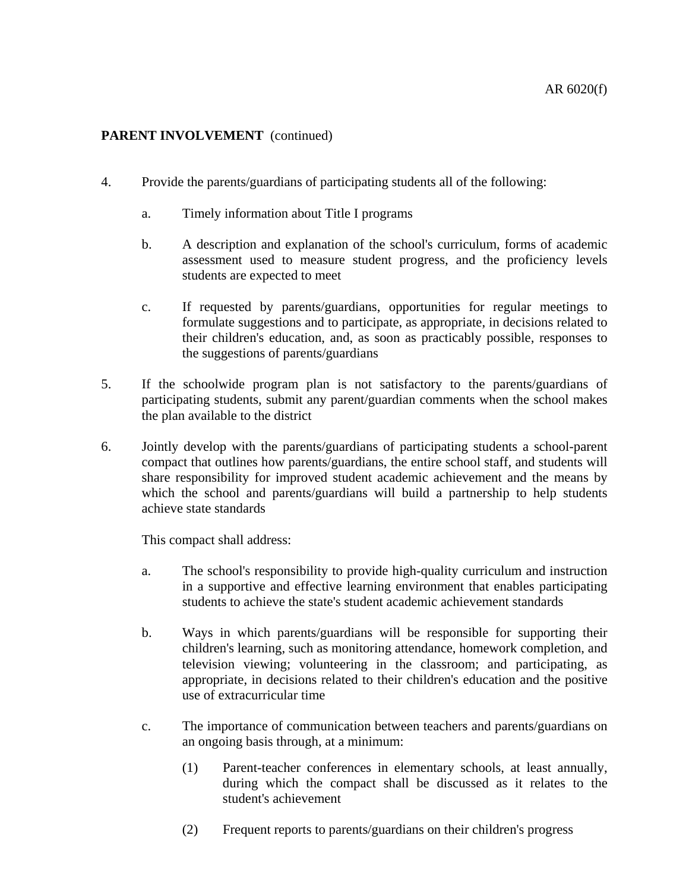**PARENT INVOLVEMENT** (continued)

4. Provide the parents/guardians of participating students all of the following:

   a. Timely information about Title I programs

   b. A description and explanation of the school's curriculum, forms of academic assessment used to measure student progress, and the proficiency levels students are expected to meet

   c. If requested by parents/guardians, opportunities for regular meetings to formulate suggestions and to participate, as appropriate, in decisions related to their children's education, and, as soon as practicably possible, responses to the suggestions of parents/guardians

5. If the schoolwide program plan is not satisfactory to the parents/guardians of participating students, submit any parent/guardian comments when the school makes the plan available to the district

6. Jointly develop with the parents/guardians of participating students a school-parent compact that outlines how parents/guardians, the entire school staff, and students will share responsibility for improved student academic achievement and the means by which the school and parents/guardians will build a partnership to help students achieve state standards

   This compact shall address:

   a. The school's responsibility to provide high-quality curriculum and instruction in a supportive and effective learning environment that enables participating students to achieve the state's student academic achievement standards

   b. Ways in which parents/guardians will be responsible for supporting their children's learning, such as monitoring attendance, homework completion, and television viewing; volunteering in the classroom; and participating, as appropriate, in decisions related to their children's education and the positive use of extracurricular time

   c. The importance of communication between teachers and parents/guardians on an ongoing basis through, at a minimum:

      (1) Parent-teacher conferences in elementary schools, at least annually, during which the compact shall be discussed as it relates to the student's achievement

      (2) Frequent reports to parents/guardians on their children's progress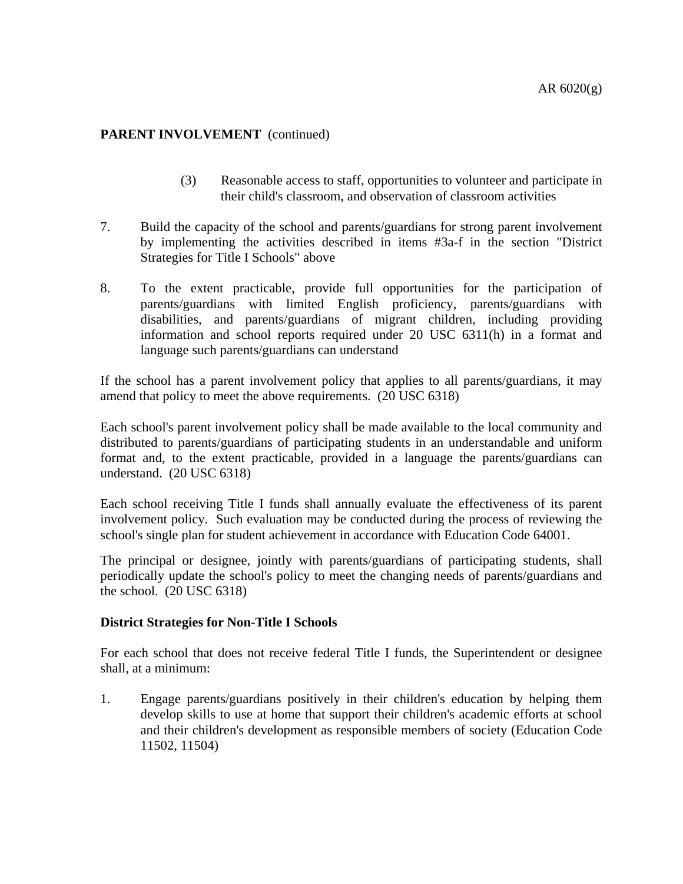**PARENT INVOLVEMENT** (continued)

   (3) Reasonable access to staff, opportunities to volunteer and participate in their child's classroom, and observation of classroom activities

7. Build the capacity of the school and parents/guardians for strong parent involvement by implementing the activities described in items #3a-f in the section "District Strategies for Title I Schools" above

8. To the extent practicable, provide full opportunities for the participation of parents/guardians with limited English proficiency, parents/guardians with disabilities, and parents/guardians of migrant children, including providing information and school reports required under 20 USC 6311(h) in a format and language such parents/guardians can understand

If the school has a parent involvement policy that applies to all parents/guardians, it may amend that policy to meet the above requirements. (20 USC 6318)

Each school's parent involvement policy shall be made available to the local community and distributed to parents/guardians of participating students in an understandable and uniform format and, to the extent practicable, provided in a language the parents/guardians can understand. (20 USC 6318)

Each school receiving Title I funds shall annually evaluate the effectiveness of its parent involvement policy. Such evaluation may be conducted during the process of reviewing the school's single plan for student achievement in accordance with Education Code 64001.

The principal or designee, jointly with parents/guardians of participating students, shall periodically update the school's policy to meet the changing needs of parents/guardians and the school. (20 USC 6318)

**District Strategies for Non-Title I Schools**

For each school that does not receive federal Title I funds, the Superintendent or designee shall, at a minimum:

1. Engage parents/guardians positively in their children's education by helping them develop skills to use at home that support their children's academic efforts at school and their children's development as responsible members of society (Education Code 11502, 11504)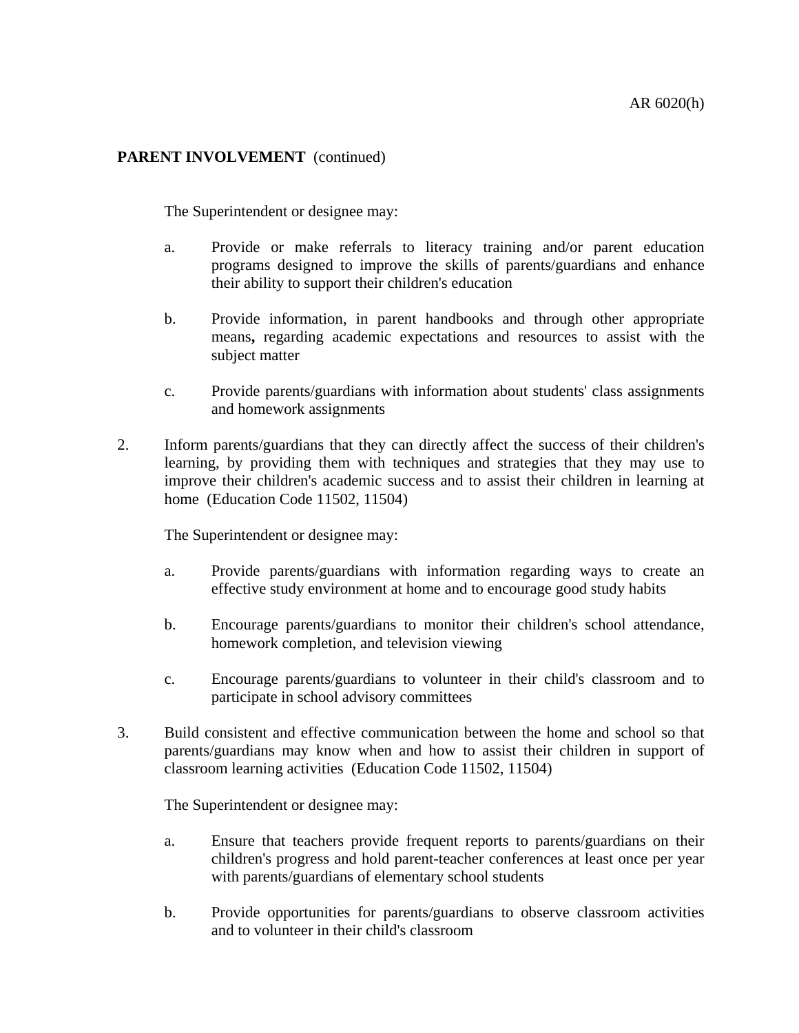**PARENT INVOLVEMENT** (continued)

The Superintendent or designee may:

a. Provide or make referrals to literacy training and/or parent education programs designed to improve the skills of parents/guardians and enhance their ability to support their children's education

b. Provide information, in parent handbooks and through other appropriate means**,** regarding academic expectations and resources to assist with the subject matter

c. Provide parents/guardians with information about students' class assignments and homework assignments

2. Inform parents/guardians that they can directly affect the success of their children's learning, by providing them with techniques and strategies that they may use to improve their children's academic success and to assist their children in learning at home (Education Code 11502, 11504)

   The Superintendent or designee may:

   a. Provide parents/guardians with information regarding ways to create an effective study environment at home and to encourage good study habits

   b. Encourage parents/guardians to monitor their children's school attendance, homework completion, and television viewing

   c. Encourage parents/guardians to volunteer in their child's classroom and to participate in school advisory committees

3. Build consistent and effective communication between the home and school so that parents/guardians may know when and how to assist their children in support of classroom learning activities (Education Code 11502, 11504)

   The Superintendent or designee may:

   a. Ensure that teachers provide frequent reports to parents/guardians on their children's progress and hold parent-teacher conferences at least once per year with parents/guardians of elementary school students

   b. Provide opportunities for parents/guardians to observe classroom activities and to volunteer in their child's classroom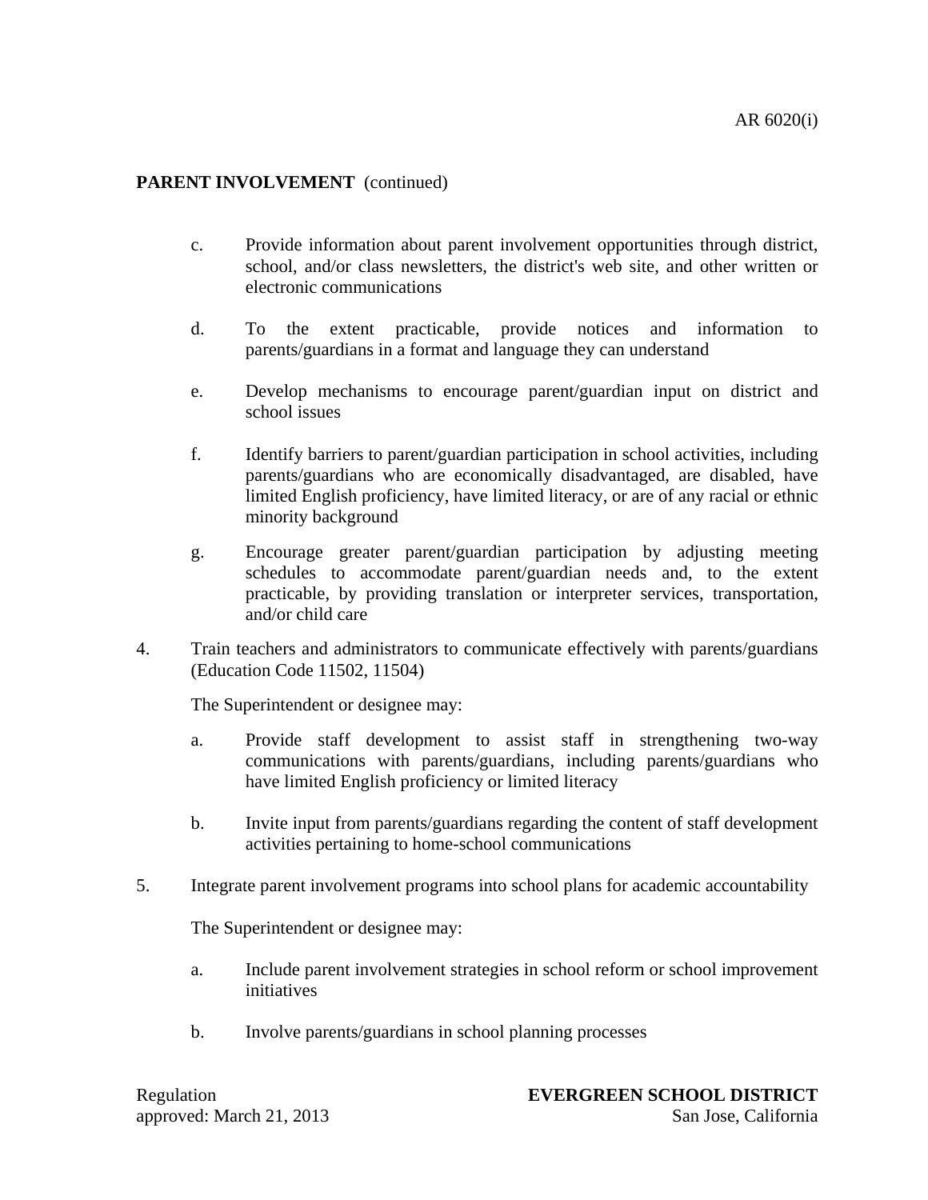**PARENT INVOLVEMENT** (continued)

c. Provide information about parent involvement opportunities through district, school, and/or class newsletters, the district's web site, and other written or electronic communications

d. To the extent practicable, provide notices and information to parents/guardians in a format and language they can understand

e. Develop mechanisms to encourage parent/guardian input on district and school issues

f. Identify barriers to parent/guardian participation in school activities, including parents/guardians who are economically disadvantaged, are disabled, have limited English proficiency, have limited literacy, or are of any racial or ethnic minority background

g. Encourage greater parent/guardian participation by adjusting meeting schedules to accommodate parent/guardian needs and, to the extent practicable, by providing translation or interpreter services, transportation, and/or child care

4. Train teachers and administrators to communicate effectively with parents/guardians (Education Code 11502, 11504)

   The Superintendent or designee may:

   a. Provide staff development to assist staff in strengthening two-way communications with parents/guardians, including parents/guardians who have limited English proficiency or limited literacy

   b. Invite input from parents/guardians regarding the content of staff development activities pertaining to home-school communications

5. Integrate parent involvement programs into school plans for academic accountability

   The Superintendent or designee may:

   a. Include parent involvement strategies in school reform or school improvement initiatives

   b. Involve parents/guardians in school planning processes

Regulation
approved: March 21, 2013

**EVERGREEN SCHOOL DISTRICT**
San Jose, California